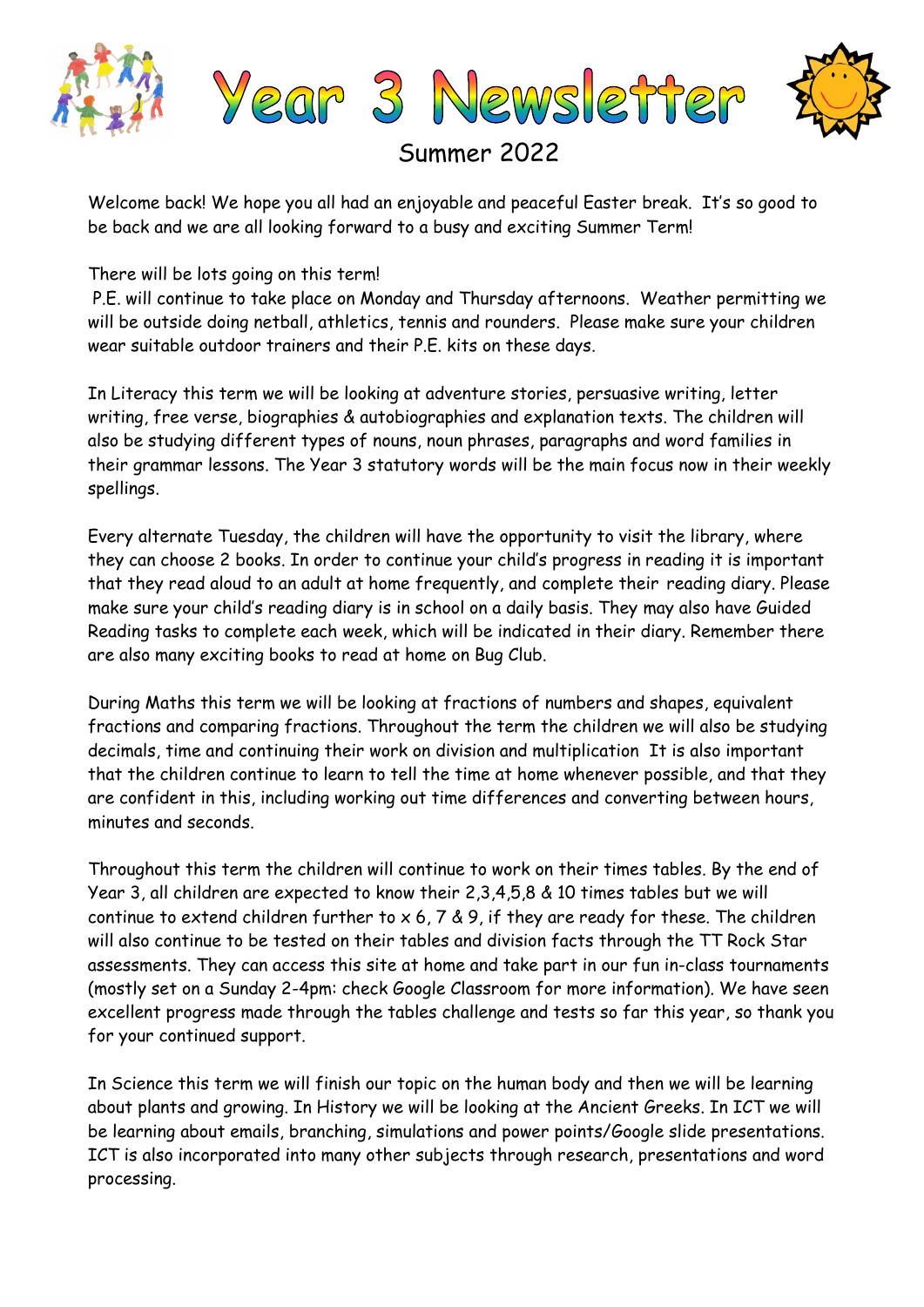# Year 3 Newsletter

## Summer 2022

Welcome back! We hope you all had an enjoyable and peaceful Easter break. It's so good to be back and we are all looking forward to a busy and exciting Summer Term!

There will be lots going on this term!
P.E. will continue to take place on Monday and Thursday afternoons. Weather permitting we will be outside doing netball, athletics, tennis and rounders. Please make sure your children wear suitable outdoor trainers and their P.E. kits on these days.

In Literacy this term we will be looking at adventure stories, persuasive writing, letter writing, free verse, biographies & autobiographies and explanation texts. The children will also be studying different types of nouns, noun phrases, paragraphs and word families in their grammar lessons. The Year 3 statutory words will be the main focus now in their weekly spellings.

Every alternate Tuesday, the children will have the opportunity to visit the library, where they can choose 2 books. In order to continue your child's progress in reading it is important that they read aloud to an adult at home frequently, and complete their reading diary. Please make sure your child's reading diary is in school on a daily basis. They may also have Guided Reading tasks to complete each week, which will be indicated in their diary. Remember there are also many exciting books to read at home on Bug Club.

During Maths this term we will be looking at fractions of numbers and shapes, equivalent fractions and comparing fractions. Throughout the term the children we will also be studying decimals, time and continuing their work on division and multiplication It is also important that the children continue to learn to tell the time at home whenever possible, and that they are confident in this, including working out time differences and converting between hours, minutes and seconds.

Throughout this term the children will continue to work on their times tables. By the end of Year 3, all children are expected to know their 2,3,4,5,8 & 10 times tables but we will continue to extend children further to x 6, 7 & 9, if they are ready for these. The children will also continue to be tested on their tables and division facts through the TT Rock Star assessments. They can access this site at home and take part in our fun in-class tournaments (mostly set on a Sunday 2-4pm: check Google Classroom for more information). We have seen excellent progress made through the tables challenge and tests so far this year, so thank you for your continued support.

In Science this term we will finish our topic on the human body and then we will be learning about plants and growing. In History we will be looking at the Ancient Greeks. In ICT we will be learning about emails, branching, simulations and power points/Google slide presentations. ICT is also incorporated into many other subjects through research, presentations and word processing.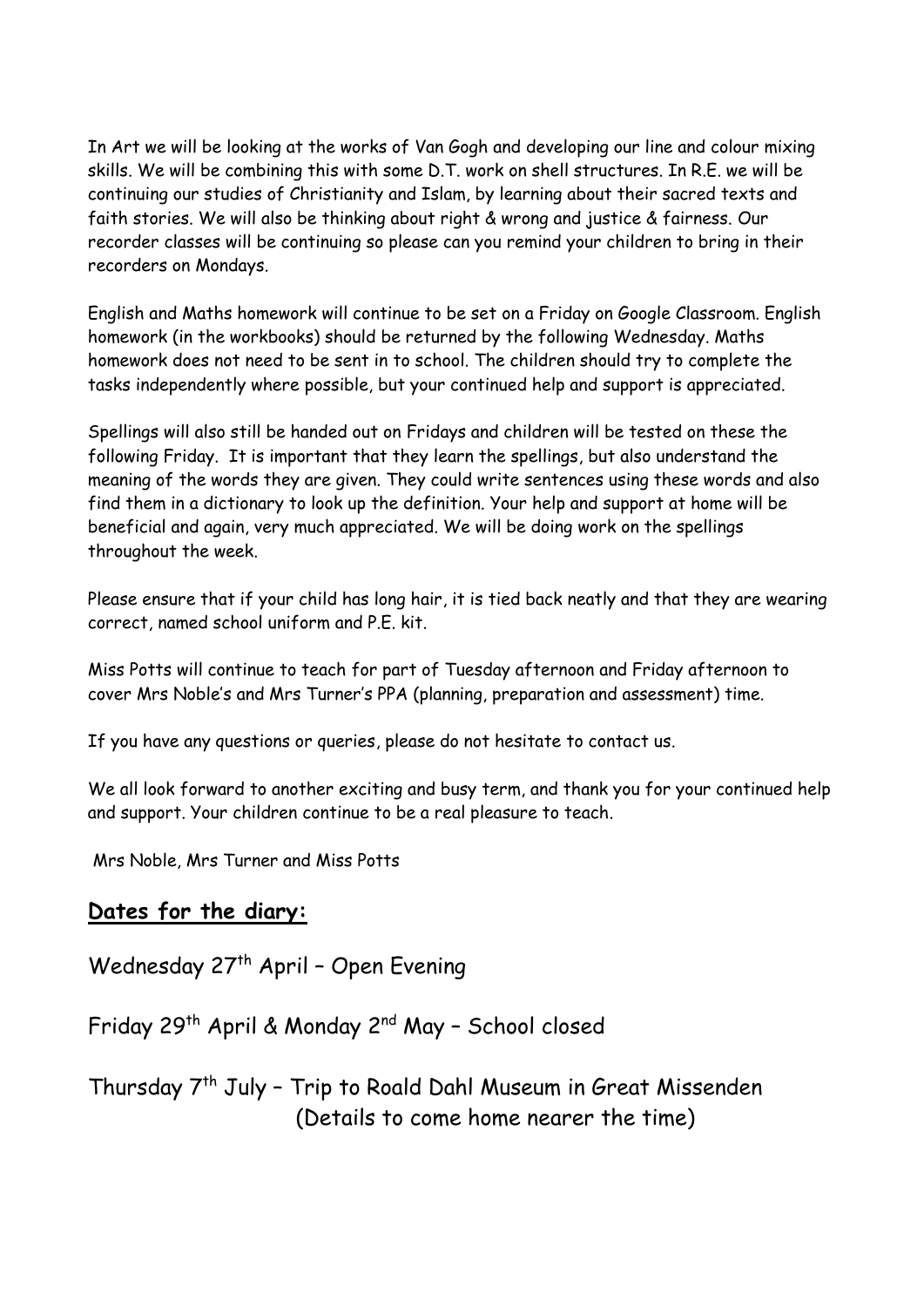In Art we will be looking at the works of Van Gogh and developing our line and colour mixing skills. We will be combining this with some D.T. work on shell structures. In R.E. we will be continuing our studies of Christianity and Islam, by learning about their sacred texts and faith stories. We will also be thinking about right & wrong and justice & fairness. Our recorder classes will be continuing so please can you remind your children to bring in their recorders on Mondays.

English and Maths homework will continue to be set on a Friday on Google Classroom. English homework (in the workbooks) should be returned by the following Wednesday. Maths homework does not need to be sent in to school. The children should try to complete the tasks independently where possible, but your continued help and support is appreciated.

Spellings will also still be handed out on Fridays and children will be tested on these the following Friday. It is important that they learn the spellings, but also understand the meaning of the words they are given. They could write sentences using these words and also find them in a dictionary to look up the definition. Your help and support at home will be beneficial and again, very much appreciated. We will be doing work on the spellings throughout the week.

Please ensure that if your child has long hair, it is tied back neatly and that they are wearing correct, named school uniform and P.E. kit.

Miss Potts will continue to teach for part of Tuesday afternoon and Friday afternoon to cover Mrs Noble's and Mrs Turner's PPA (planning, preparation and assessment) time.

If you have any questions or queries, please do not hesitate to contact us.

We all look forward to another exciting and busy term, and thank you for your continued help and support. Your children continue to be a real pleasure to teach.

Mrs Noble, Mrs Turner and Miss Potts

## **Dates for the diary:**

Wednesday 27th April – Open Evening

Friday 29th April & Monday 2nd May – School closed

Thursday 7th July – Trip to Roald Dahl Museum in Great Missenden
(Details to come home nearer the time)